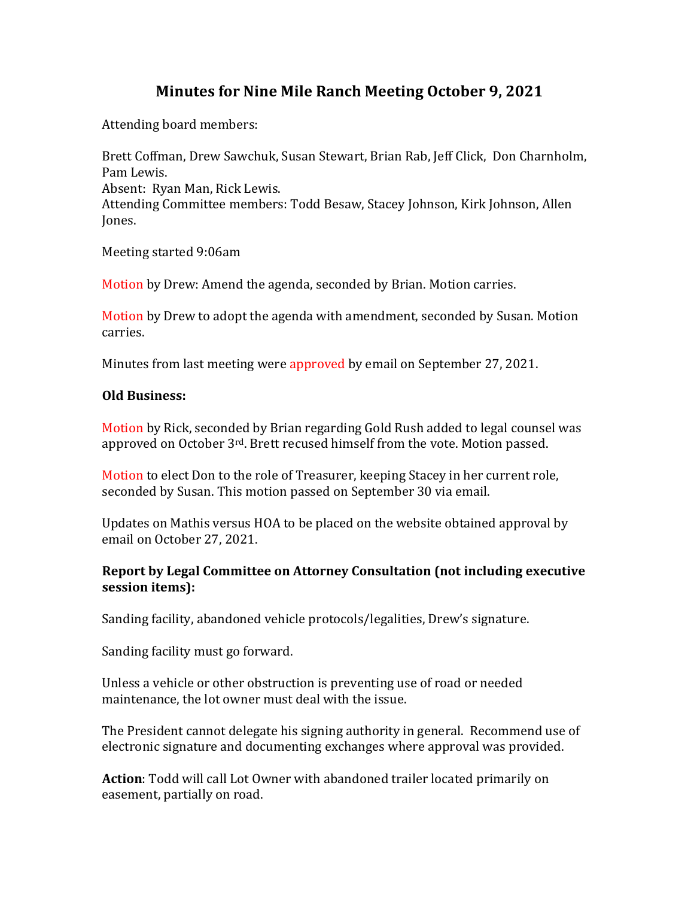# Minutes for Nine Mile Ranch Meeting October 9, 2021

Attending board members:

Brett Coffman, Drew Sawchuk, Susan Stewart, Brian Rab, Jeff Click, Don Charnholm, Pam Lewis.
Absent: Ryan Man, Rick Lewis.
Attending Committee members: Todd Besaw, Stacey Johnson, Kirk Johnson, Allen Jones.

Meeting started 9:06am

Motion by Drew: Amend the agenda, seconded by Brian. Motion carries.

Motion by Drew to adopt the agenda with amendment, seconded by Susan. Motion carries.

Minutes from last meeting were approved by email on September 27, 2021.

**Old Business:**

Motion by Rick, seconded by Brian regarding Gold Rush added to legal counsel was approved on October 3rd. Brett recused himself from the vote. Motion passed.

Motion to elect Don to the role of Treasurer, keeping Stacey in her current role, seconded by Susan. This motion passed on September 30 via email.

Updates on Mathis versus HOA to be placed on the website obtained approval by email on October 27, 2021.

**Report by Legal Committee on Attorney Consultation (not including executive session items):**

Sanding facility, abandoned vehicle protocols/legalities, Drew's signature.

Sanding facility must go forward.

Unless a vehicle or other obstruction is preventing use of road or needed maintenance, the lot owner must deal with the issue.

The President cannot delegate his signing authority in general. Recommend use of electronic signature and documenting exchanges where approval was provided.

**Action**: Todd will call Lot Owner with abandoned trailer located primarily on easement, partially on road.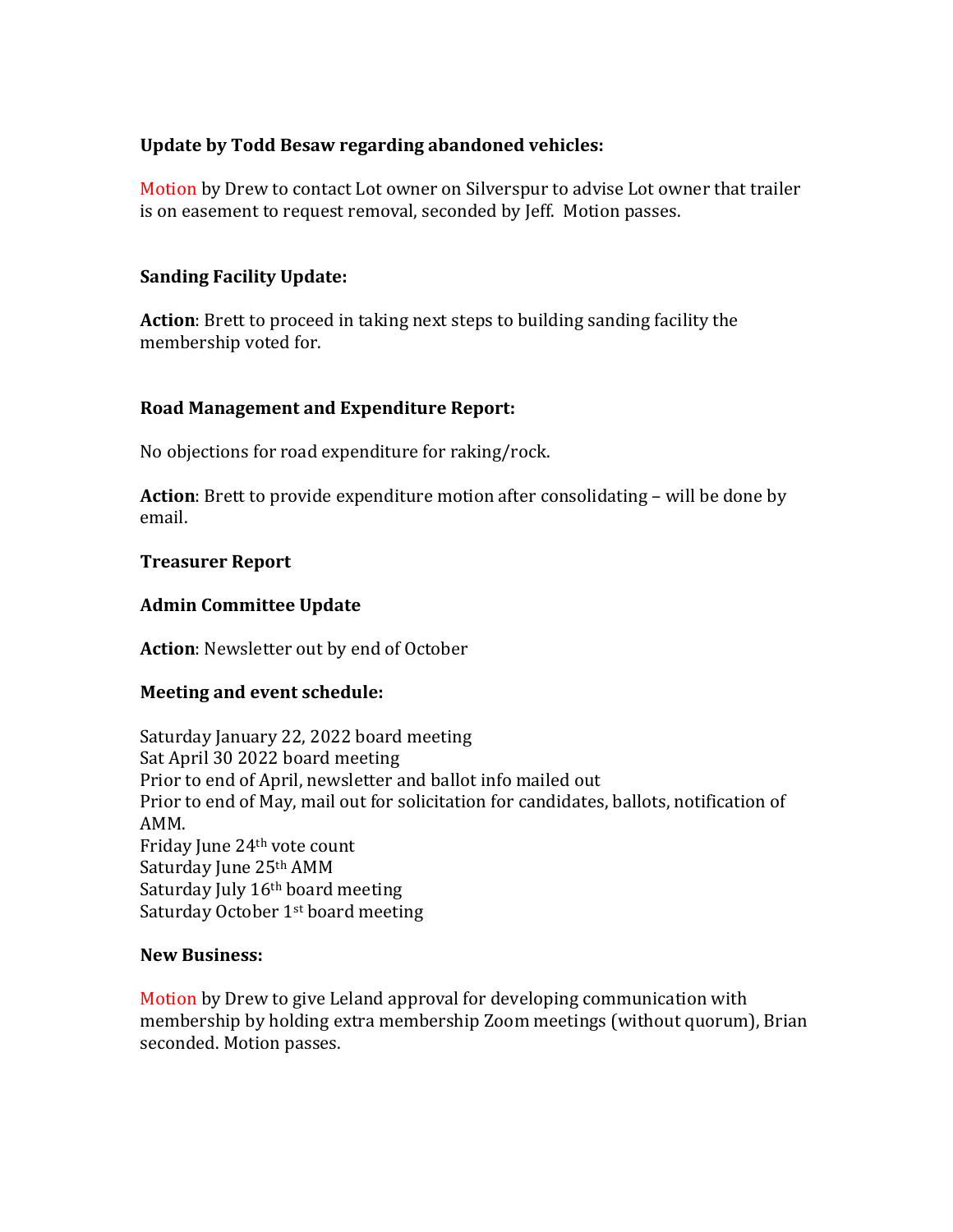**Update by Todd Besaw regarding abandoned vehicles:**

Motion by Drew to contact Lot owner on Silverspur to advise Lot owner that trailer is on easement to request removal, seconded by Jeff. Motion passes.

**Sanding Facility Update:**

**Action**: Brett to proceed in taking next steps to building sanding facility the membership voted for.

**Road Management and Expenditure Report:**

No objections for road expenditure for raking/rock.

**Action**: Brett to provide expenditure motion after consolidating – will be done by email.

**Treasurer Report**

**Admin Committee Update**

**Action**: Newsletter out by end of October

**Meeting and event schedule:**

Saturday January 22, 2022 board meeting
Sat April 30 2022 board meeting
Prior to end of April, newsletter and ballot info mailed out
Prior to end of May, mail out for solicitation for candidates, ballots, notification of AMM.
Friday June 24th vote count
Saturday June 25th AMM
Saturday July 16th board meeting
Saturday October 1st board meeting

**New Business:**

Motion by Drew to give Leland approval for developing communication with membership by holding extra membership Zoom meetings (without quorum), Brian seconded. Motion passes.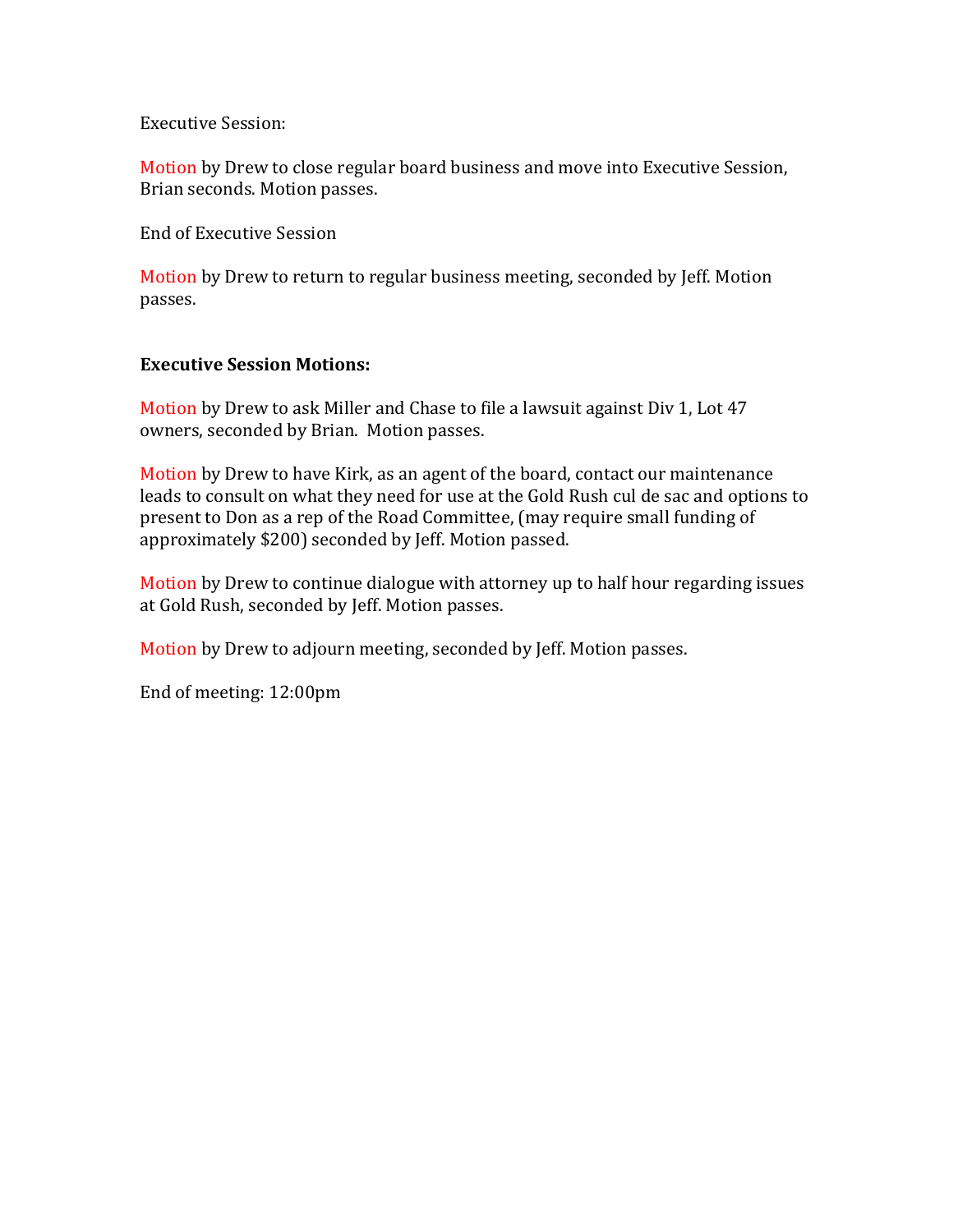Executive Session:

Motion by Drew to close regular board business and move into Executive Session, Brian seconds. Motion passes.

End of Executive Session

Motion by Drew to return to regular business meeting, seconded by Jeff. Motion passes.

**Executive Session Motions:**

Motion by Drew to ask Miller and Chase to file a lawsuit against Div 1, Lot 47 owners, seconded by Brian. Motion passes.

Motion by Drew to have Kirk, as an agent of the board, contact our maintenance leads to consult on what they need for use at the Gold Rush cul de sac and options to present to Don as a rep of the Road Committee, (may require small funding of approximately $200) seconded by Jeff. Motion passed.

Motion by Drew to continue dialogue with attorney up to half hour regarding issues at Gold Rush, seconded by Jeff. Motion passes.

Motion by Drew to adjourn meeting, seconded by Jeff. Motion passes.

End of meeting: 12:00pm